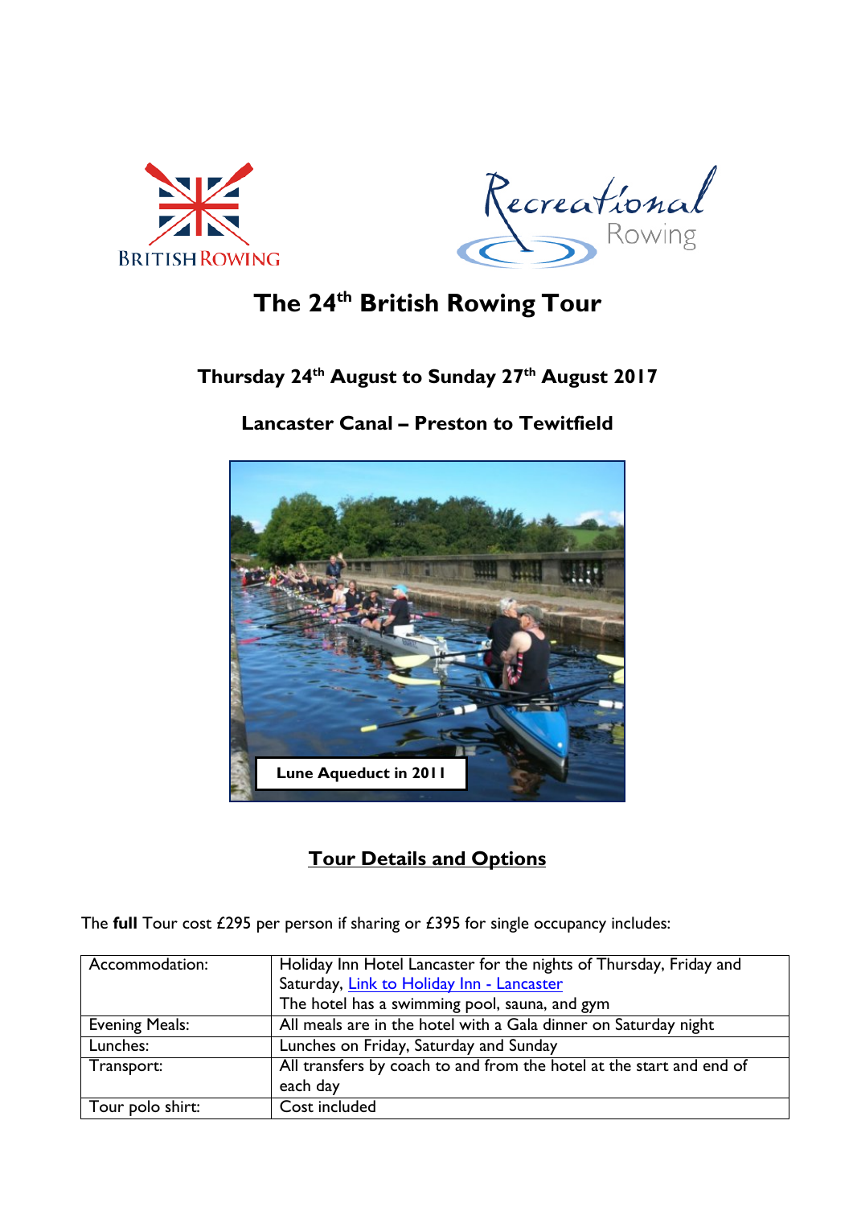# The 24th British Rowing Tour

### Thursday 24th August to Sunday 27th August 2017

### Lancaster Canal – Preston to Tewitfield

Lune Aqueduct in 2011

## Tour Details and Options

The **full** Tour cost £295 per person if sharing or £395 for single occupancy includes:

| | |
|---|---|
| Accommodation: | Holiday Inn Hotel Lancaster for the nights of Thursday, Friday and Saturday, [Link to Holiday Inn - Lancaster](#) The hotel has a swimming pool, sauna, and gym |
| Evening Meals: | All meals are in the hotel with a Gala dinner on Saturday night |
| Lunches: | Lunches on Friday, Saturday and Sunday |
| Transport: | All transfers by coach to and from the hotel at the start and end of each day |
| Tour polo shirt: | Cost included |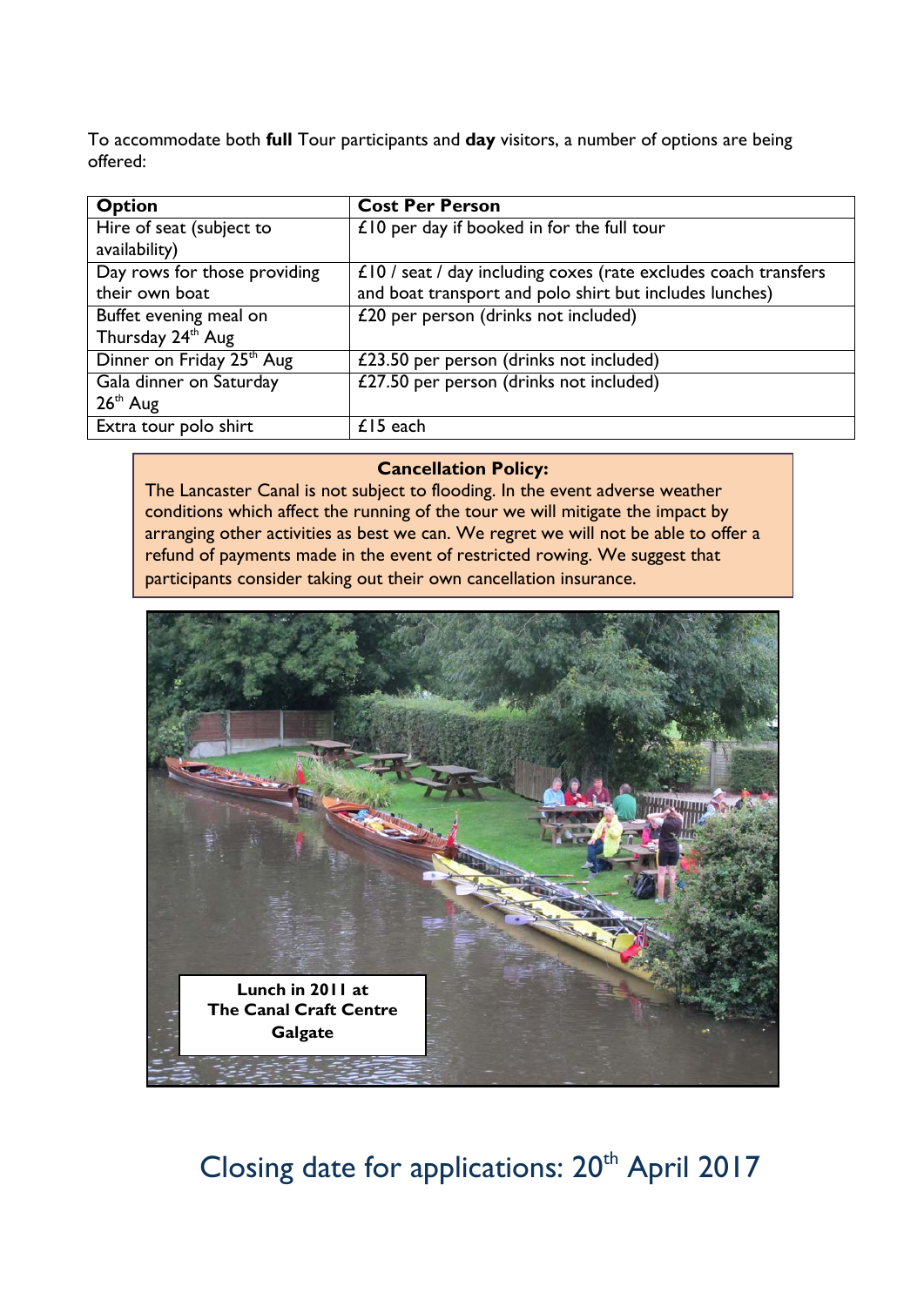To accommodate both **full** Tour participants and **day** visitors, a number of options are being offered:

| Option | Cost Per Person |
| --- | --- |
| Hire of seat (subject to availability) | £10 per day if booked in for the full tour |
| Day rows for those providing their own boat | £10 / seat / day including coxes (rate excludes coach transfers and boat transport and polo shirt but includes lunches) |
| Buffet evening meal on Thursday 24th Aug | £20 per person (drinks not included) |
| Dinner on Friday 25th Aug | £23.50 per person (drinks not included) |
| Gala dinner on Saturday 26th Aug | £27.50 per person (drinks not included) |
| Extra tour polo shirt | £15 each |

**Cancellation Policy:**

The Lancaster Canal is not subject to flooding. In the event adverse weather conditions which affect the running of the tour we will mitigate the impact by arranging other activities as best we can. We regret we will not be able to offer a refund of payments made in the event of restricted rowing. We suggest that participants consider taking out their own cancellation insurance.

**Lunch in 2011 at The Canal Craft Centre Galgate**

## Closing date for applications: 20th April 2017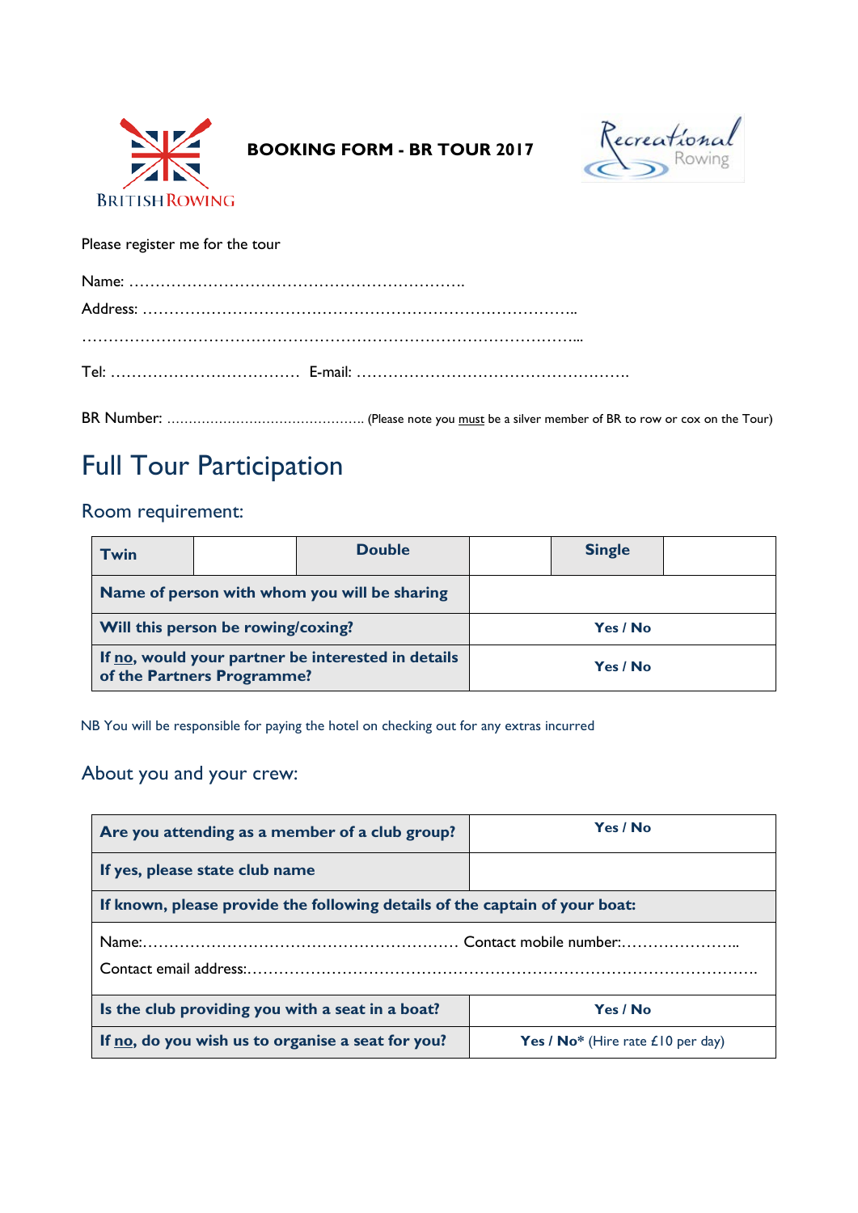**BOOKING FORM - BR TOUR 2017**

Please register me for the tour

Name: ……………………………………………………….

Address: ………………………………………………………………………..

…………………………………………………………………………………...

Tel: ……………………………… E-mail: …………………………………………….

BR Number: ……………………………………… (Please note you must be a silver member of BR to row or cox on the Tour)

# Full Tour Participation

## Room requirement:

| Twin | | Double | | Single | |
|---|---|---|---|---|---|
| **Name of person with whom you will be sharing** | | | | | |
| **Will this person be rowing/coxing?** | | | **Yes / No** | | |
| **If no, would your partner be interested in details of the Partners Programme?** | | | **Yes / No** | | |

NB You will be responsible for paying the hotel on checking out for any extras incurred

## About you and your crew:

| **Are you attending as a member of a club group?** | **Yes / No** |
|---|---|
| **If yes, please state club name** | |
| **If known, please provide the following details of the captain of your boat:** | |
| Name:…………………………………………………… Contact mobile number:………………….. Contact email address:……………………………………………………………………………… | |
| **Is the club providing you with a seat in a boat?** | **Yes / No** |
| **If no, do you wish us to organise a seat for you?** | **Yes / No*** (Hire rate £10 per day) |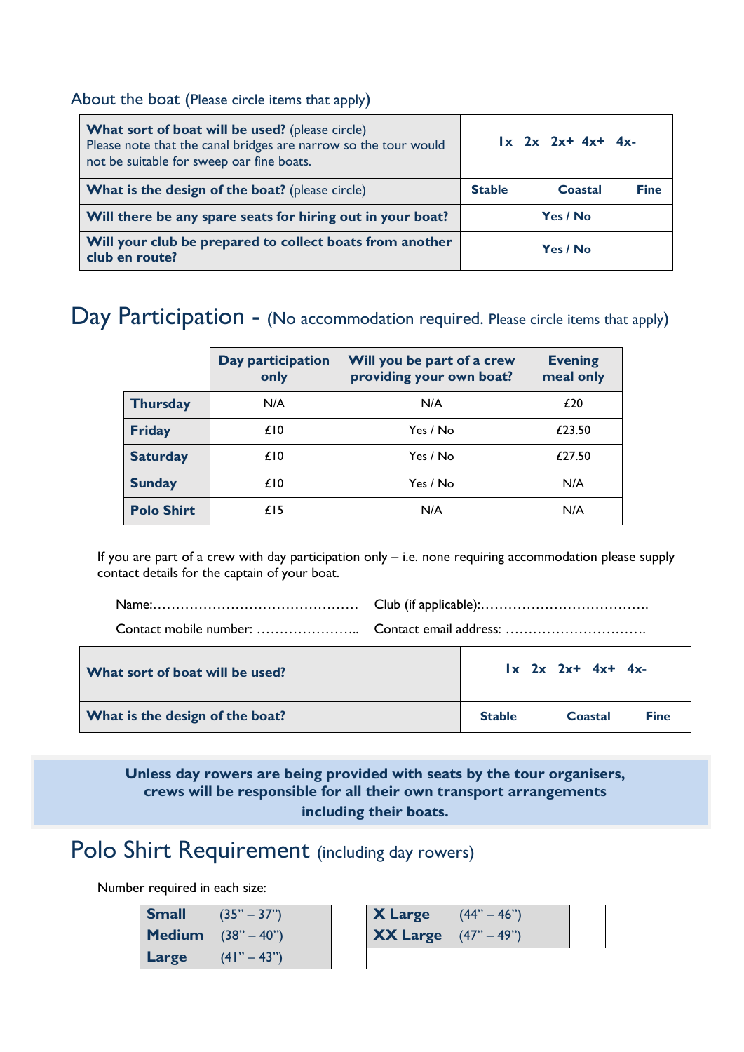## About the boat (Please circle items that apply)

| | |
|---|---|
| **What sort of boat will be used?** (please circle) Please note that the canal bridges are narrow so the tour would not be suitable for sweep oar fine boats. | **1x 2x 2x+ 4x+ 4x-** |
| **What is the design of the boat?** (please circle) | **Stable Coastal Fine** |
| **Will there be any spare seats for hiring out in your boat?** | **Yes / No** |
| **Will your club be prepared to collect boats from another club en route?** | **Yes / No** |

# Day Participation - (No accommodation required. Please circle items that apply)

| | Day participation only | Will you be part of a crew providing your own boat? | Evening meal only |
|---|---|---|---|
| **Thursday** | N/A | N/A | £20 |
| **Friday** | £10 | Yes / No | £23.50 |
| **Saturday** | £10 | Yes / No | £27.50 |
| **Sunday** | £10 | Yes / No | N/A |
| **Polo Shirt** | £15 | N/A | N/A |

If you are part of a crew with day participation only – i.e. none requiring accommodation please supply contact details for the captain of your boat.

Name:……………………………………… Club (if applicable):……………………………….

Contact mobile number: ………………….. Contact email address: ………………………….

| | |
|---|---|
| **What sort of boat will be used?** | **1x 2x 2x+ 4x+ 4x-** |
| **What is the design of the boat?** | **Stable Coastal Fine** |

**Unless day rowers are being provided with seats by the tour organisers, crews will be responsible for all their own transport arrangements including their boats.**

# Polo Shirt Requirement (including day rowers)

Number required in each size:

| Size | | | Size | | |
|---|---|---|---|---|---|
| **Small** | (35" – 37") | | **X Large** | (44" – 46") | |
| **Medium** | (38" – 40") | | **XX Large** | (47" – 49") | |
| **Large** | (41" – 43") | | | | |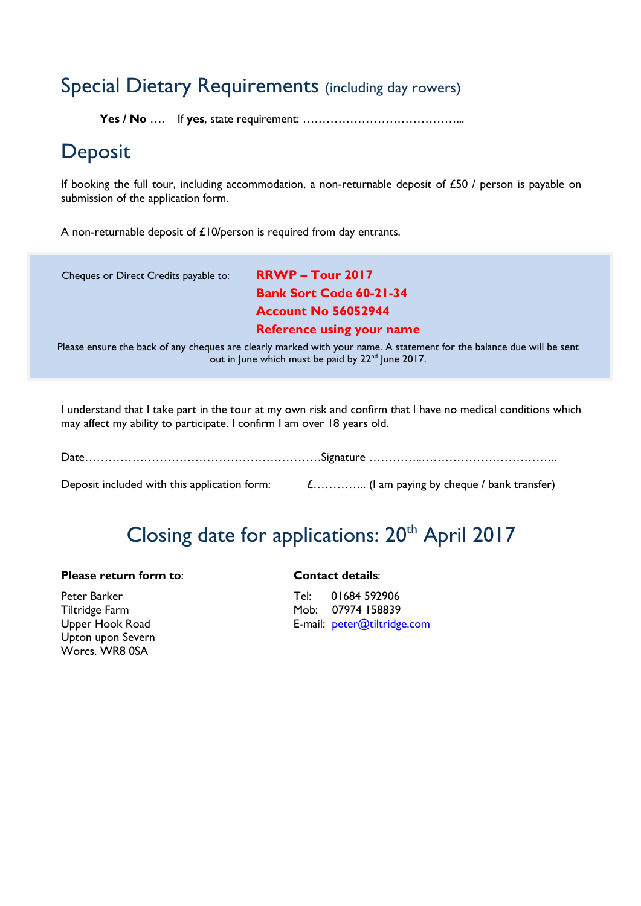## Special Dietary Requirements (including day rowers)

**Yes / No** …. If **yes**, state requirement: …………………………………...

## Deposit

If booking the full tour, including accommodation, a non-returnable deposit of £50 / person is payable on submission of the application form.

A non-returnable deposit of £10/person is required from day entrants.

Cheques or Direct Credits payable to: **RRWP – Tour 2017**
**Bank Sort Code 60-21-34**
**Account No 56052944**
**Reference using your name**

Please ensure the back of any cheques are clearly marked with your name. A statement for the balance due will be sent out in June which must be paid by 22nd June 2017.

I understand that I take part in the tour at my own risk and confirm that I have no medical conditions which may affect my ability to participate. I confirm I am over 18 years old.

Date……………………………………………………Signature …………..……………………………..

Deposit included with this application form: £………….. (I am paying by cheque / bank transfer)

## Closing date for applications: 20th April 2017

**Please return form to**:

Peter Barker
Tiltridge Farm
Upper Hook Road
Upton upon Severn
Worcs. WR8 0SA

**Contact details**:

Tel: 01684 592906
Mob: 07974 158839
E-mail: peter@tiltridge.com